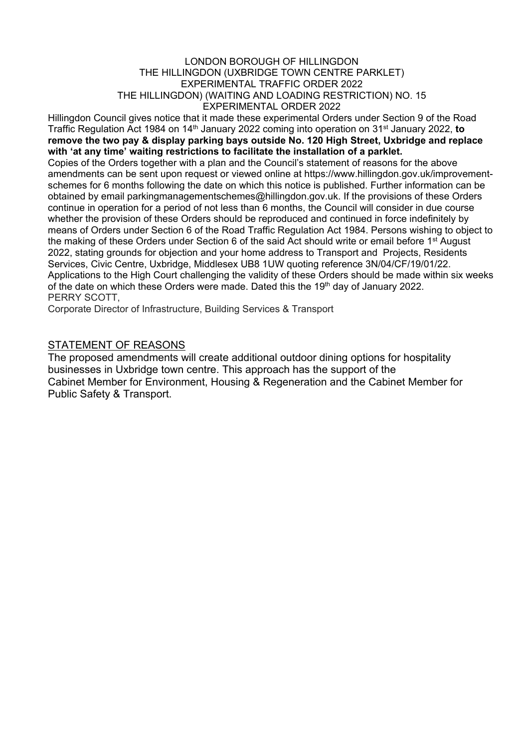LONDON BOROUGH OF HILLINGDON
THE HILLINGDON (UXBRIDGE TOWN CENTRE PARKLET)
EXPERIMENTAL TRAFFIC ORDER 2022
THE HILLINGDON) (WAITING AND LOADING RESTRICTION) NO. 15
EXPERIMENTAL ORDER 2022

Hillingdon Council gives notice that it made these experimental Orders under Section 9 of the Road Traffic Regulation Act 1984 on 14th January 2022 coming into operation on 31st January 2022, **to remove the two pay & display parking bays outside No. 120 High Street, Uxbridge and replace with 'at any time' waiting restrictions to facilitate the installation of a parklet.**

Copies of the Orders together with a plan and the Council's statement of reasons for the above amendments can be sent upon request or viewed online at https://www.hillingdon.gov.uk/improvement-schemes for 6 months following the date on which this notice is published. Further information can be obtained by email parkingmanagementschemes@hillingdon.gov.uk. If the provisions of these Orders continue in operation for a period of not less than 6 months, the Council will consider in due course whether the provision of these Orders should be reproduced and continued in force indefinitely by means of Orders under Section 6 of the Road Traffic Regulation Act 1984. Persons wishing to object to the making of these Orders under Section 6 of the said Act should write or email before 1st August 2022, stating grounds for objection and your home address to Transport and Projects, Residents Services, Civic Centre, Uxbridge, Middlesex UB8 1UW quoting reference 3N/04/CF/19/01/22. Applications to the High Court challenging the validity of these Orders should be made within six weeks of the date on which these Orders were made. Dated this the 19th day of January 2022.

PERRY SCOTT,
Corporate Director of Infrastructure, Building Services & Transport

## STATEMENT OF REASONS

The proposed amendments will create additional outdoor dining options for hospitality businesses in Uxbridge town centre. This approach has the support of the Cabinet Member for Environment, Housing & Regeneration and the Cabinet Member for Public Safety & Transport.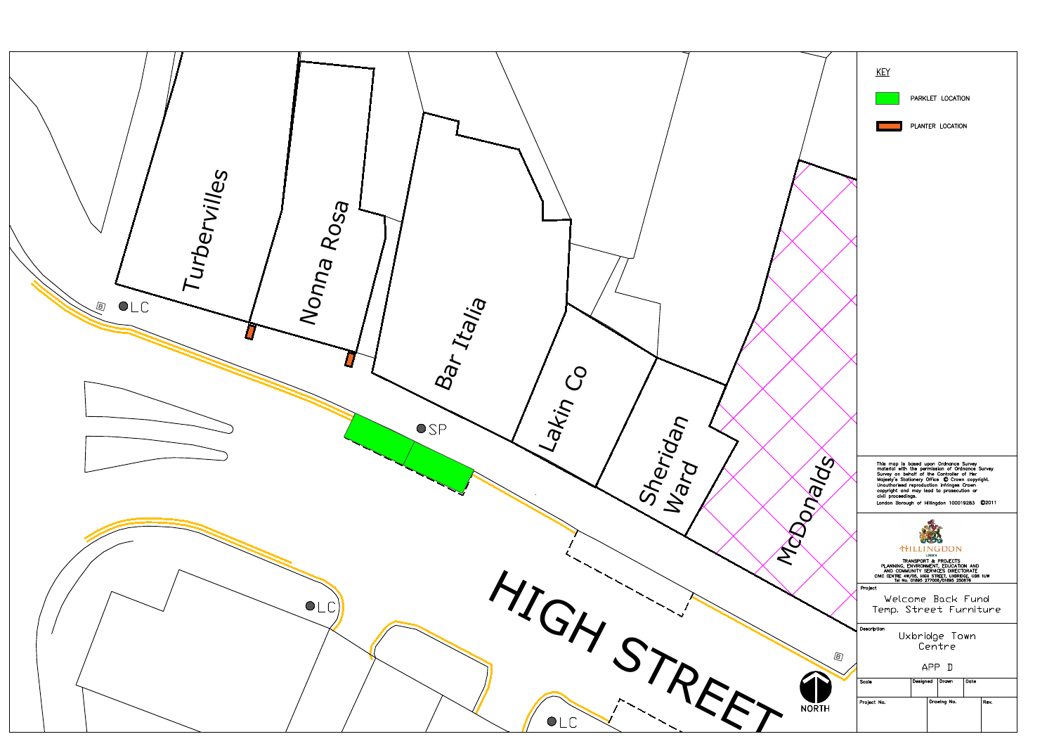Turbervilles

Nonna Rosa

Bar Italia

Lakin Co

Sheridan Ward

McDonalds

HIGH STREET

LC

SP

LC

LC

B

B

NORTH

KEY

PARKLET LOCATION

PLANTER LOCATION

This map is based upon Ordnance Survey material with the permission of Ordnance Survey Survey on behalf of the Controller of Her Majesty's Stationery Office © Crown copyright. Unauthorised reproduction infringes Crown copyright and may lead to prosecution or civil proceedings.
London Borough of Hillingdon 100019283 ©2011

HILLINGDON
LONDON

TRANSPORT & PROJECTS
PLANNING, ENVIRONMENT, EDUCATION AND AND COMMUNITY SERVICES DIRECTORATE
CIVIC CENTRE 4W/05, HIGH STREET, UXBRIDGE, UB8 1UW
Tel No. 01895 277005/01895 250676

Project

Welcome Back Fund
Temp. Street Furniture

Description

Uxbridge Town Centre

APP D

| Scale | Designed | Drawn | Date |
| --- | --- | --- | --- |
| Project No. | | Drawing No. | Rev. |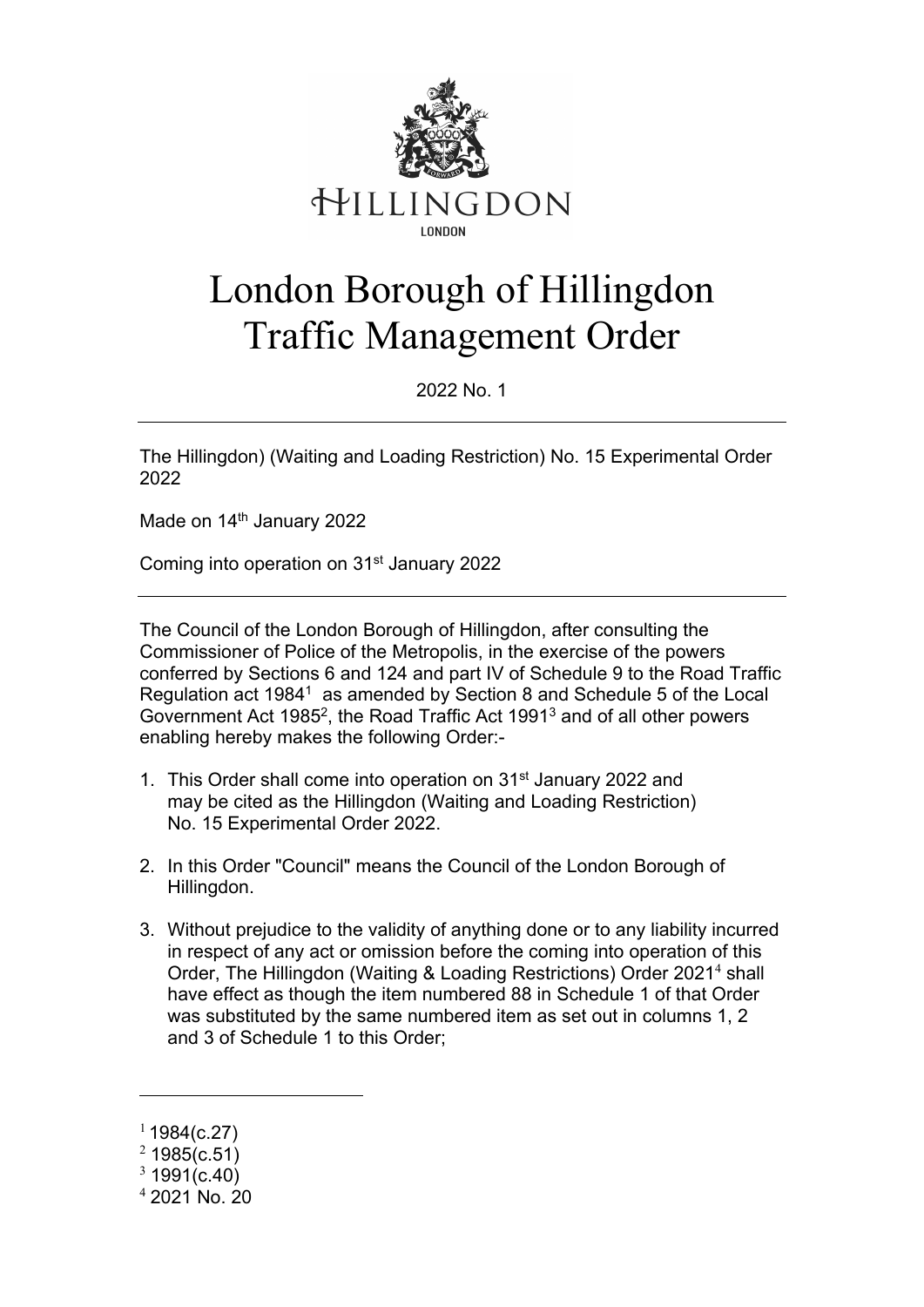HILLINGDON

LONDON

# London Borough of Hillingdon Traffic Management Order

2022 No. 1

---

The Hillingdon) (Waiting and Loading Restriction) No. 15 Experimental Order 2022

Made on 14th January 2022

Coming into operation on 31st January 2022

---

The Council of the London Borough of Hillingdon, after consulting the Commissioner of Police of the Metropolis, in the exercise of the powers conferred by Sections 6 and 124 and part IV of Schedule 9 to the Road Traffic Regulation act 1984[1] as amended by Section 8 and Schedule 5 of the Local Government Act 1985[2], the Road Traffic Act 1991[3] and of all other powers enabling hereby makes the following Order:-

1. This Order shall come into operation on 31st January 2022 and may be cited as the Hillingdon (Waiting and Loading Restriction) No. 15 Experimental Order 2022.
2. In this Order "Council" means the Council of the London Borough of Hillingdon.
3. Without prejudice to the validity of anything done or to any liability incurred in respect of any act or omission before the coming into operation of this Order, The Hillingdon (Waiting & Loading Restrictions) Order 2021[4] shall have effect as though the item numbered 88 in Schedule 1 of that Order was substituted by the same numbered item as set out in columns 1, 2 and 3 of Schedule 1 to this Order;

---

[1] 1984(c.27)
[2] 1985(c.51)
[3] 1991(c.40)
[4] 2021 No. 20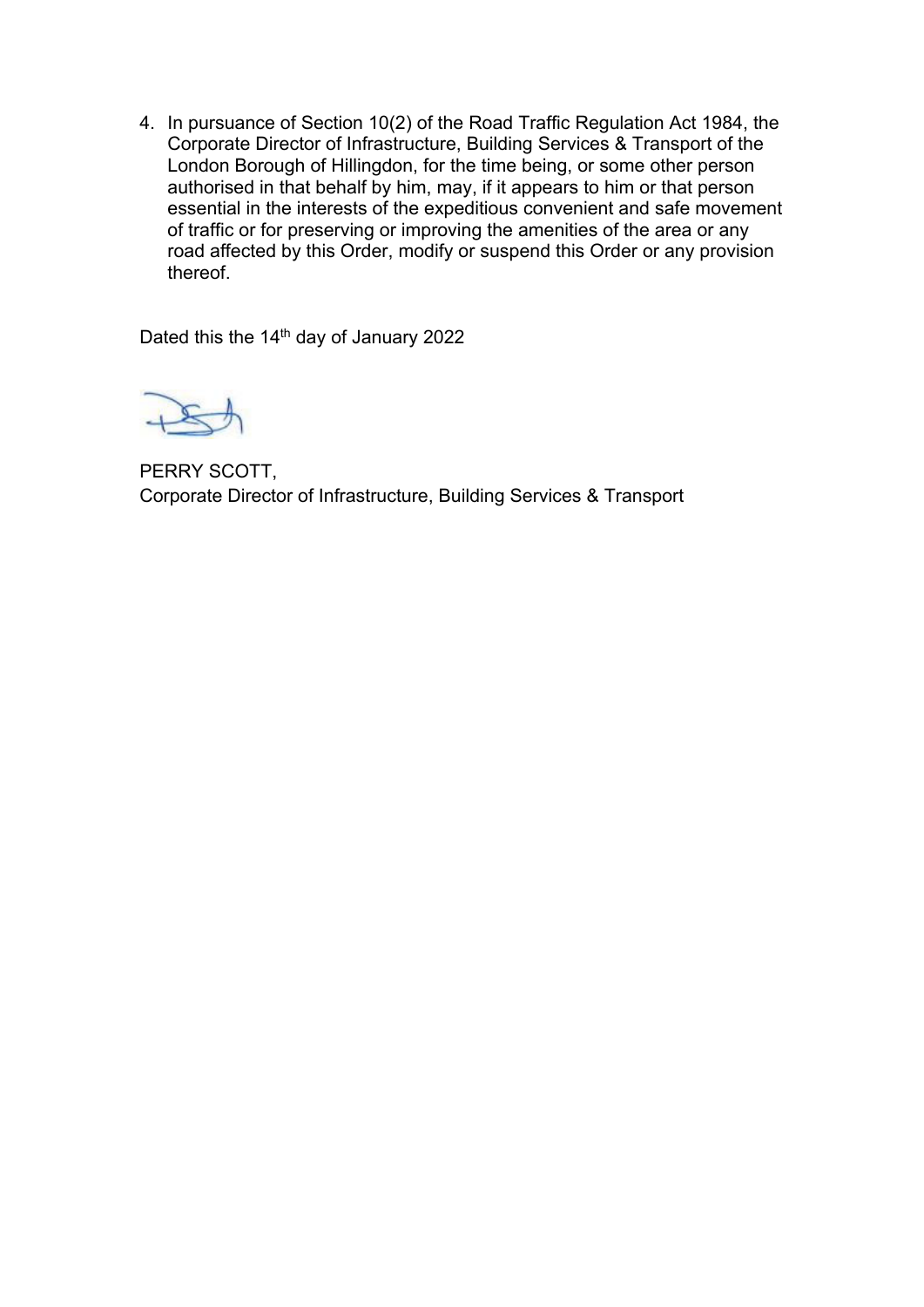4. In pursuance of Section 10(2) of the Road Traffic Regulation Act 1984, the Corporate Director of Infrastructure, Building Services & Transport of the London Borough of Hillingdon, for the time being, or some other person authorised in that behalf by him, may, if it appears to him or that person essential in the interests of the expeditious convenient and safe movement of traffic or for preserving or improving the amenities of the area or any road affected by this Order, modify or suspend this Order or any provision thereof.

Dated this the 14th day of January 2022

PERRY SCOTT,
Corporate Director of Infrastructure, Building Services & Transport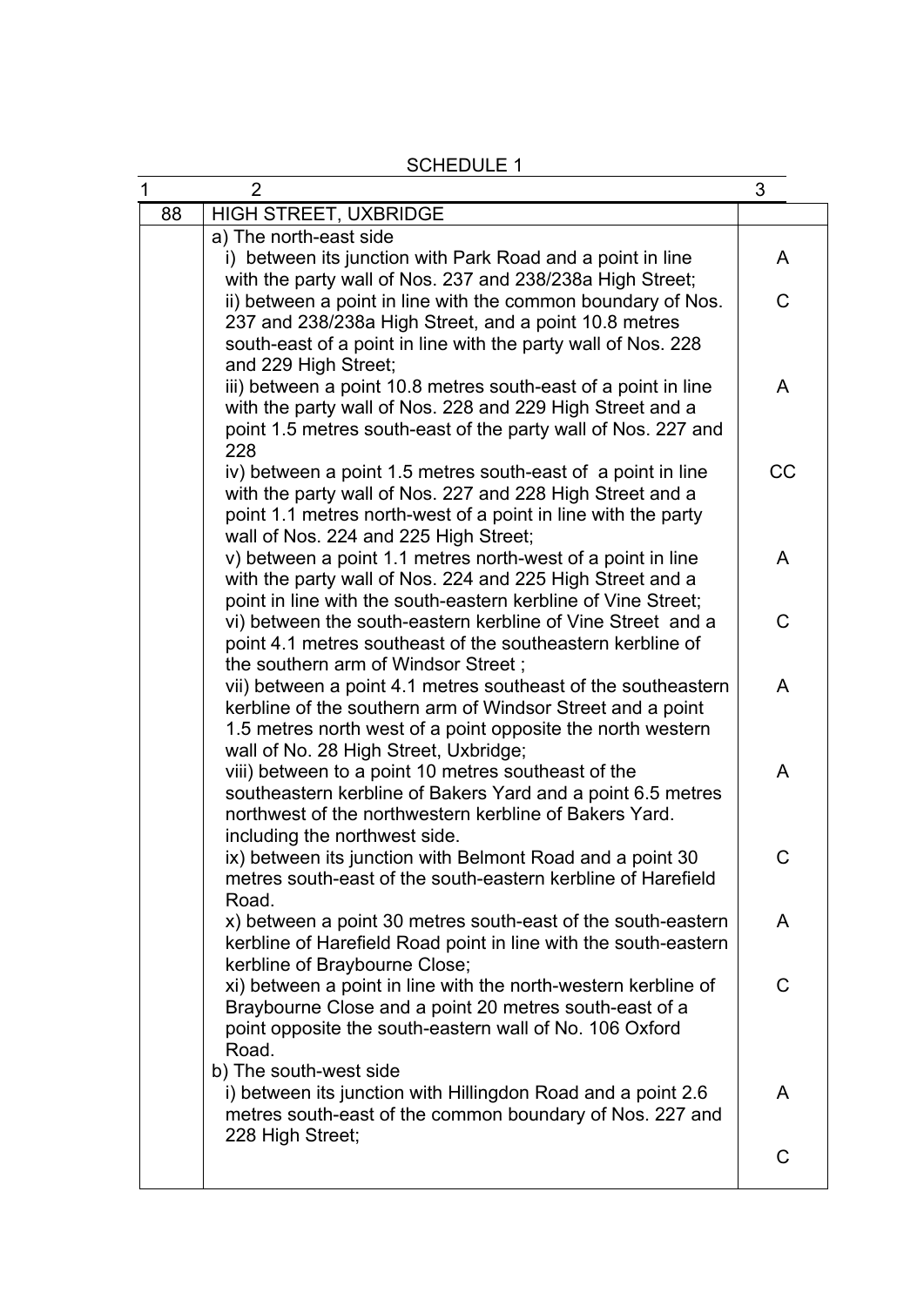SCHEDULE 1

| 1 | 2 | 3 |
|---|---|---|
| 88 | HIGH STREET, UXBRIDGE | |
| | a) The north-east side | |
| | i) between its junction with Park Road and a point in line with the party wall of Nos. 237 and 238/238a High Street; | A |
| | ii) between a point in line with the common boundary of Nos. 237 and 238/238a High Street, and a point 10.8 metres south-east of a point in line with the party wall of Nos. 228 and 229 High Street; | C |
| | iii) between a point 10.8 metres south-east of a point in line with the party wall of Nos. 228 and 229 High Street and a point 1.5 metres south-east of the party wall of Nos. 227 and 228 | A |
| | iv) between a point 1.5 metres south-east of a point in line with the party wall of Nos. 227 and 228 High Street and a point 1.1 metres north-west of a point in line with the party wall of Nos. 224 and 225 High Street; | CC |
| | v) between a point 1.1 metres north-west of a point in line with the party wall of Nos. 224 and 225 High Street and a point in line with the south-eastern kerbline of Vine Street; | A |
| | vi) between the south-eastern kerbline of Vine Street and a point 4.1 metres southeast of the southeastern kerbline of the southern arm of Windsor Street ; | C |
| | vii) between a point 4.1 metres southeast of the southeastern kerbline of the southern arm of Windsor Street and a point 1.5 metres north west of a point opposite the north western wall of No. 28 High Street, Uxbridge; | A |
| | viii) between to a point 10 metres southeast of the southeastern kerbline of Bakers Yard and a point 6.5 metres northwest of the northwestern kerbline of Bakers Yard. including the northwest side. | A |
| | ix) between its junction with Belmont Road and a point 30 metres south-east of the south-eastern kerbline of Harefield Road. | C |
| | x) between a point 30 metres south-east of the south-eastern kerbline of Harefield Road point in line with the south-eastern kerbline of Braybourne Close; | A |
| | xi) between a point in line with the north-western kerbline of Braybourne Close and a point 20 metres south-east of a point opposite the south-eastern wall of No. 106 Oxford Road. | C |
| | b) The south-west side | |
| | i) between its junction with Hillingdon Road and a point 2.6 metres south-east of the common boundary of Nos. 227 and 228 High Street; | A |
| | | C |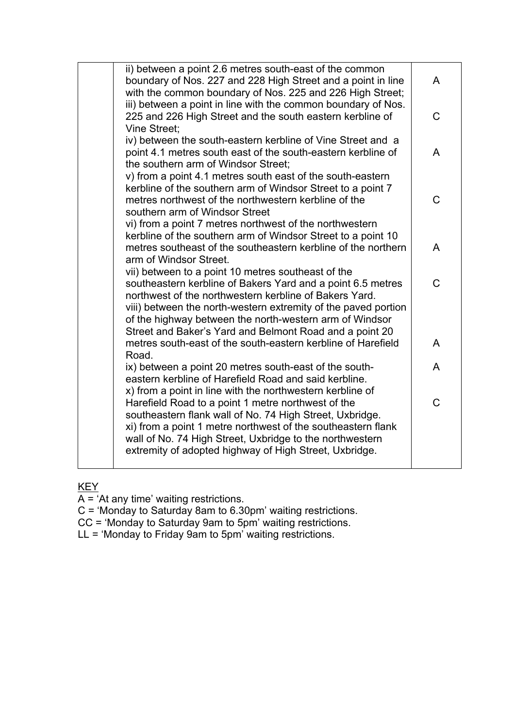| | | |
|---|---|---|
| | ii) between a point 2.6 metres south-east of the common boundary of Nos. 227 and 228 High Street and a point in line with the common boundary of Nos. 225 and 226 High Street; | A |
| | iii) between a point in line with the common boundary of Nos. 225 and 226 High Street and the south eastern kerbline of Vine Street; | C |
| | iv) between the south-eastern kerbline of Vine Street and a point 4.1 metres south east of the south-eastern kerbline of the southern arm of Windsor Street; | A |
| | v) from a point 4.1 metres south east of the south-eastern kerbline of the southern arm of Windsor Street to a point 7 metres northwest of the northwestern kerbline of the southern arm of Windsor Street | C |
| | vi) from a point 7 metres northwest of the northwestern kerbline of the southern arm of Windsor Street to a point 10 metres southeast of the southeastern kerbline of the northern arm of Windsor Street. | A |
| | vii) between to a point 10 metres southeast of the southeastern kerbline of Bakers Yard and a point 6.5 metres northwest of the northwestern kerbline of Bakers Yard. | C |
| | viii) between the north-western extremity of the paved portion of the highway between the north-western arm of Windsor Street and Baker's Yard and Belmont Road and a point 20 metres south-east of the south-eastern kerbline of Harefield Road. | A |
| | ix) between a point 20 metres south-east of the south-eastern kerbline of Harefield Road and said kerbline. | A |
| | x) from a point in line with the northwestern kerbline of Harefield Road to a point 1 metre northwest of the southeastern flank wall of No. 74 High Street, Uxbridge. | C |
| | xi) from a point 1 metre northwest of the southeastern flank wall of No. 74 High Street, Uxbridge to the northwestern extremity of adopted highway of High Street, Uxbridge. | |

KEY

A = 'At any time' waiting restrictions.

C = 'Monday to Saturday 8am to 6.30pm' waiting restrictions.

CC = 'Monday to Saturday 9am to 5pm' waiting restrictions.

LL = 'Monday to Friday 9am to 5pm' waiting restrictions.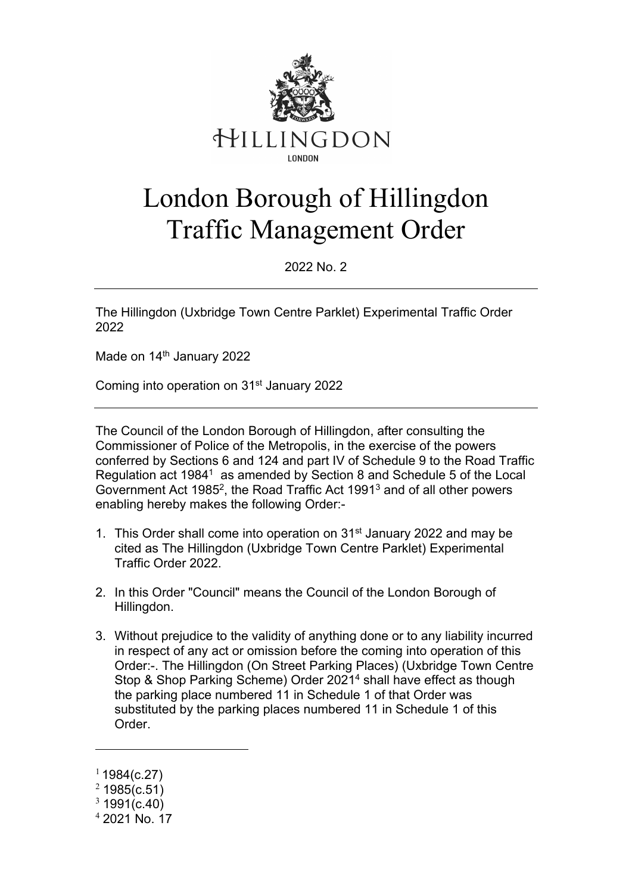HILLINGDON

LONDON

# London Borough of Hillingdon Traffic Management Order

2022 No. 2

---

The Hillingdon (Uxbridge Town Centre Parklet) Experimental Traffic Order 2022

Made on 14th January 2022

Coming into operation on 31st January 2022

---

The Council of the London Borough of Hillingdon, after consulting the Commissioner of Police of the Metropolis, in the exercise of the powers conferred by Sections 6 and 124 and part IV of Schedule 9 to the Road Traffic Regulation act 1984[1] as amended by Section 8 and Schedule 5 of the Local Government Act 1985[2], the Road Traffic Act 1991[3] and of all other powers enabling hereby makes the following Order:-

1. This Order shall come into operation on 31st January 2022 and may be cited as The Hillingdon (Uxbridge Town Centre Parklet) Experimental Traffic Order 2022.

2. In this Order "Council" means the Council of the London Borough of Hillingdon.

3. Without prejudice to the validity of anything done or to any liability incurred in respect of any act or omission before the coming into operation of this Order:-. The Hillingdon (On Street Parking Places) (Uxbridge Town Centre Stop & Shop Parking Scheme) Order 2021[4] shall have effect as though the parking place numbered 11 in Schedule 1 of that Order was substituted by the parking places numbered 11 in Schedule 1 of this Order.

---

[1] 1984(c.27)
[2] 1985(c.51)
[3] 1991(c.40)
[4] 2021 No. 17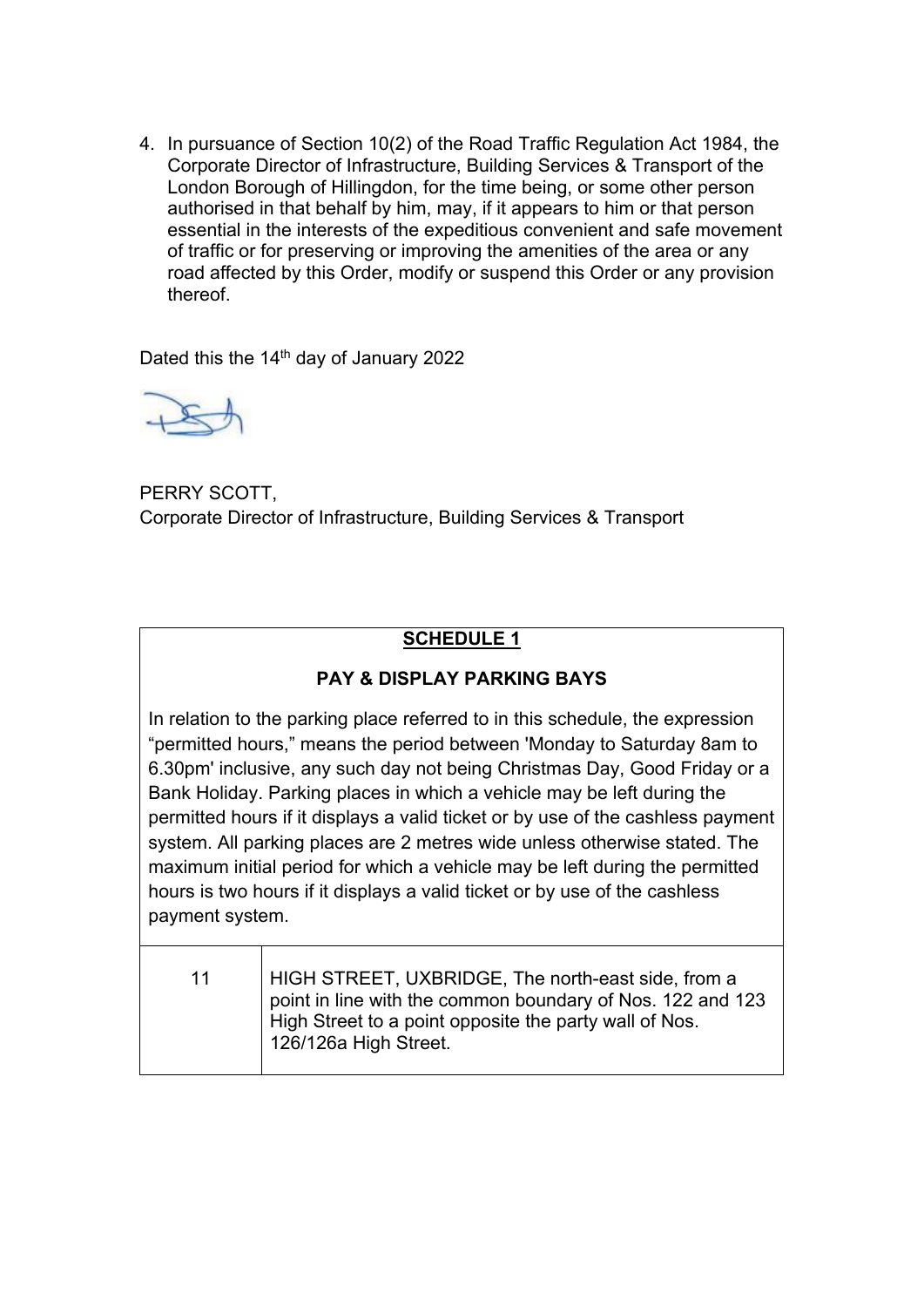4. In pursuance of Section 10(2) of the Road Traffic Regulation Act 1984, the Corporate Director of Infrastructure, Building Services & Transport of the London Borough of Hillingdon, for the time being, or some other person authorised in that behalf by him, may, if it appears to him or that person essential in the interests of the expeditious convenient and safe movement of traffic or for preserving or improving the amenities of the area or any road affected by this Order, modify or suspend this Order or any provision thereof.

Dated this the 14th day of January 2022

PERRY SCOTT,
Corporate Director of Infrastructure, Building Services & Transport

## SCHEDULE 1

### PAY & DISPLAY PARKING BAYS

In relation to the parking place referred to in this schedule, the expression "permitted hours," means the period between 'Monday to Saturday 8am to 6.30pm' inclusive, any such day not being Christmas Day, Good Friday or a Bank Holiday. Parking places in which a vehicle may be left during the permitted hours if it displays a valid ticket or by use of the cashless payment system. All parking places are 2 metres wide unless otherwise stated. The maximum initial period for which a vehicle may be left during the permitted hours is two hours if it displays a valid ticket or by use of the cashless payment system.

| | |
|---|---|
| 11 | HIGH STREET, UXBRIDGE, The north-east side, from a point in line with the common boundary of Nos. 122 and 123 High Street to a point opposite the party wall of Nos. 126/126a High Street. |